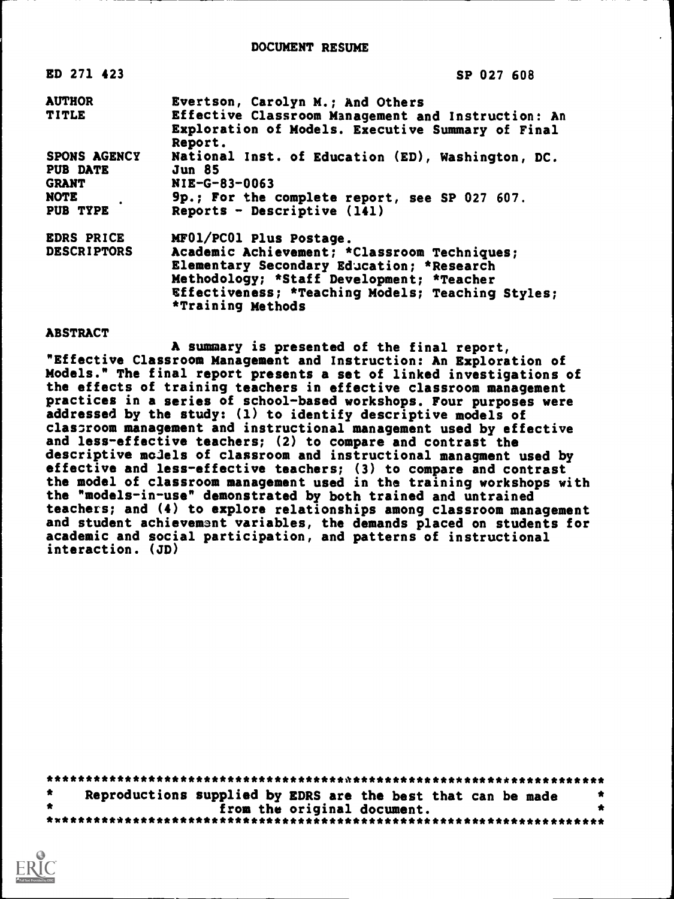# DOCUMENT RESUME

| | |
|---|---|
| ED 271 423 | SP 027 608 |
| AUTHOR | Evertson, Carolyn M.; And Others |
| TITLE | Effective Classroom Management and Instruction: An Exploration of Models. Executive Summary of Final Report. |
| SPONS AGENCY | National Inst. of Education (ED), Washington, DC. |
| PUB DATE | Jun 85 |
| GRANT | NIE-G-83-0063 |
| NOTE | 9p.; For the complete report, see SP 027 607. |
| PUB TYPE | Reports - Descriptive (141) |
| EDRS PRICE | MF01/PC01 Plus Postage. |
| DESCRIPTORS | Academic Achievement; *Classroom Techniques; Elementary Secondary Education; *Research Methodology; *Staff Development; *Teacher Effectiveness; *Teaching Models; Teaching Styles; *Training Methods |

## ABSTRACT

A summary is presented of the final report, "Effective Classroom Management and Instruction: An Exploration of Models." The final report presents a set of linked investigations of the effects of training teachers in effective classroom management practices in a series of school-based workshops. Four purposes were addressed by the study: (1) to identify descriptive models of classroom management and instructional management used by effective and less-effective teachers; (2) to compare and contrast the descriptive models of classroom and instructional managment used by effective and less-effective teachers; (3) to compare and contrast the model of classroom management used in the training workshops with the "models-in-use" demonstrated by both trained and untrained teachers; and (4) to explore relationships among classroom management and student achievement variables, the demands placed on students for academic and social participation, and patterns of instructional interaction. (JD)

***********************************************************************
* Reproductions supplied by EDRS are the best that can be made *
* from the original document. *
***********************************************************************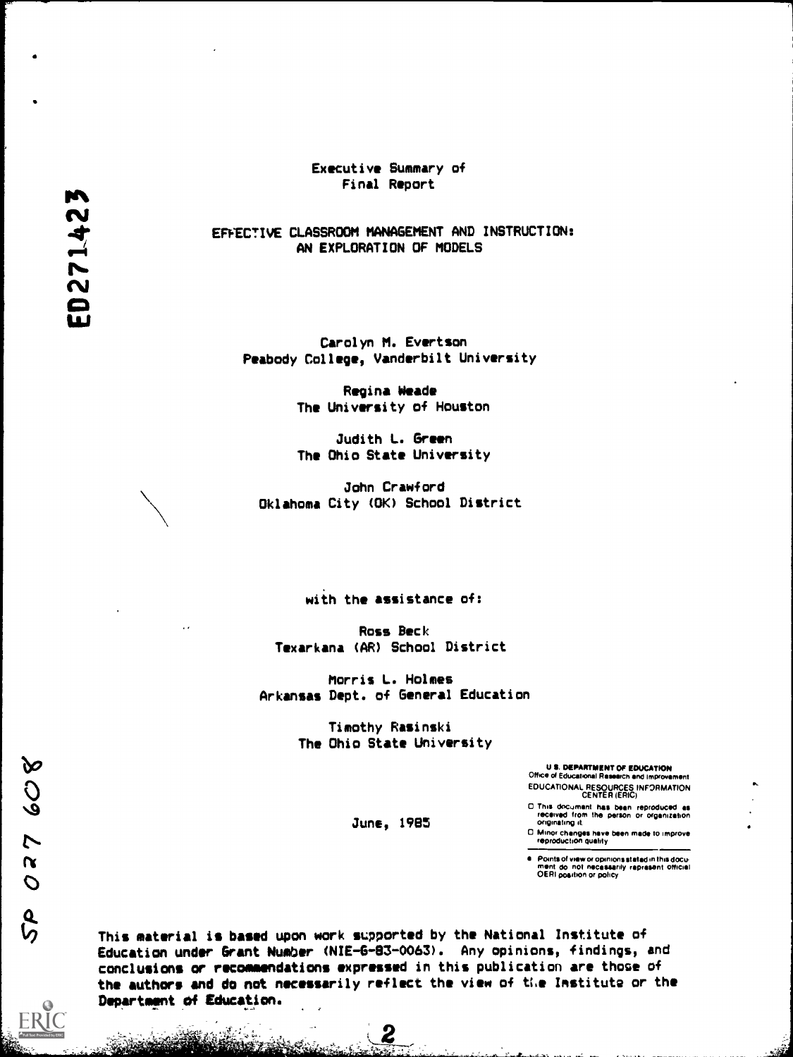Executive Summary of
Final Report

# EFFECTIVE CLASSROOM MANAGEMENT AND INSTRUCTION: AN EXPLORATION OF MODELS

Carolyn M. Evertson
Peabody College, Vanderbilt University

Regina Weade
The University of Houston

Judith L. Green
The Ohio State University

John Crawford
Oklahoma City (OK) School District

with the assistance of:

Ross Beck
Texarkana (AR) School District

Morris L. Holmes
Arkansas Dept. of General Education

Timothy Rasinski
The Ohio State University

June, 1985

U.S. DEPARTMENT OF EDUCATION
Office of Educational Research and Improvement
EDUCATIONAL RESOURCES INFORMATION CENTER (ERIC)

- This document has been reproduced as received from the person or organization originating it.
- Minor changes have been made to improve reproduction quality.
- Points of view or opinions stated in this document do not necessarily represent official OERI position or policy.

This material is based upon work supported by the National Institute of Education under Grant Number (NIE-G-83-0063). Any opinions, findings, and conclusions or recommendations expressed in this publication are those of the authors and do not necessarily reflect the view of the Institute or the Department of Education.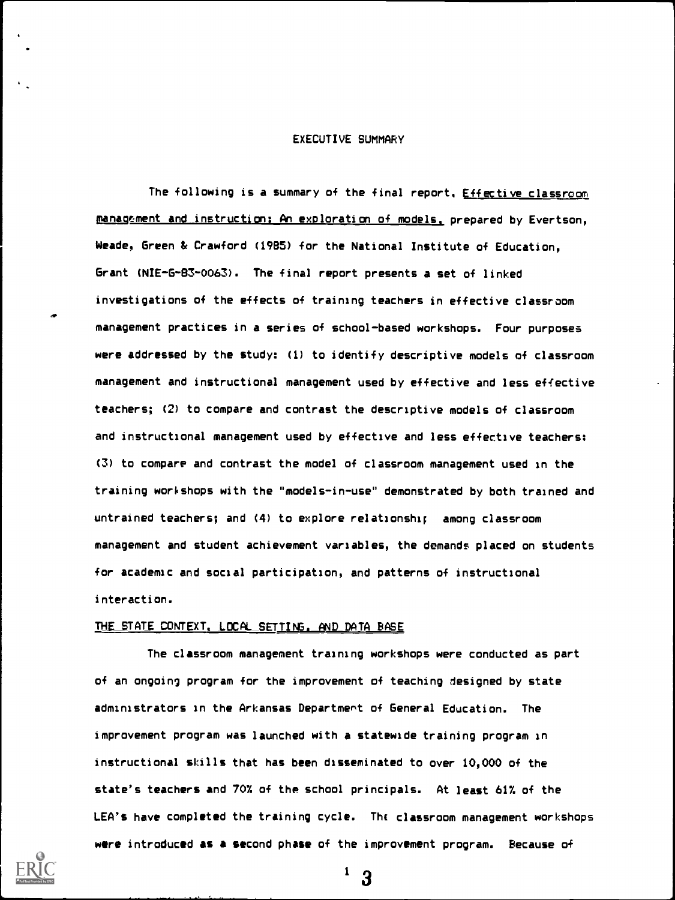# EXECUTIVE SUMMARY

The following is a summary of the final report, Effective classroom management and instruction: An exploration of models, prepared by Evertson, Weade, Green & Crawford (1985) for the National Institute of Education, Grant (NIE-G-83-0063). The final report presents a set of linked investigations of the effects of training teachers in effective classroom management practices in a series of school-based workshops. Four purposes were addressed by the study: (1) to identify descriptive models of classroom management and instructional management used by effective and less effective teachers; (2) to compare and contrast the descriptive models of classroom and instructional management used by effective and less effective teachers; (3) to compare and contrast the model of classroom management used in the training workshops with the "models-in-use" demonstrated by both trained and untrained teachers; and (4) to explore relationships among classroom management and student achievement variables, the demands placed on students for academic and social participation, and patterns of instructional interaction.

## THE STATE CONTEXT, LOCAL SETTING, AND DATA BASE

The classroom management training workshops were conducted as part of an ongoing program for the improvement of teaching designed by state administrators in the Arkansas Department of General Education. The improvement program was launched with a statewide training program in instructional skills that has been disseminated to over 10,000 of the state's teachers and 70% of the school principals. At least 61% of the LEA's have completed the training cycle. The classroom management workshops were introduced as a second phase of the improvement program. Because of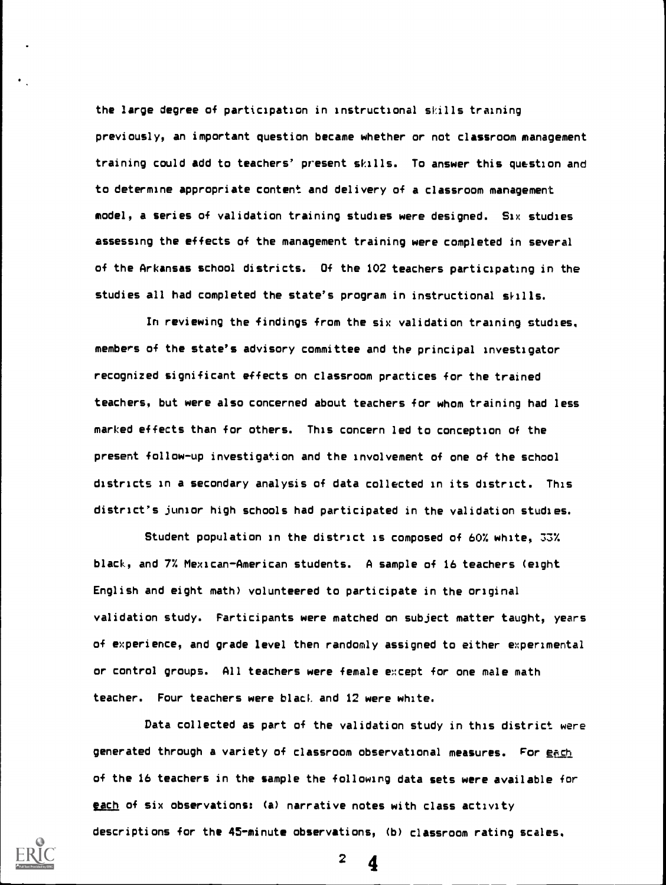the large degree of participation in instructional skills training previously, an important question became whether or not classroom management training could add to teachers' present skills. To answer this question and to determine appropriate content and delivery of a classroom management model, a series of validation training studies were designed. Six studies assessing the effects of the management training were completed in several of the Arkansas school districts. Of the 102 teachers participating in the studies all had completed the state's program in instructional skills.

In reviewing the findings from the six validation training studies, members of the state's advisory committee and the principal investigator recognized significant effects on classroom practices for the trained teachers, but were also concerned about teachers for whom training had less marked effects than for others. This concern led to conception of the present follow-up investigation and the involvement of one of the school districts in a secondary analysis of data collected in its district. This district's junior high schools had participated in the validation studies.

Student population in the district is composed of 60% white, 33% black, and 7% Mexican-American students. A sample of 16 teachers (eight English and eight math) volunteered to participate in the original validation study. Participants were matched on subject matter taught, years of experience, and grade level then randomly assigned to either experimental or control groups. All teachers were female except for one male math teacher. Four teachers were black and 12 were white.

Data collected as part of the validation study in this district were generated through a variety of classroom observational measures. For each of the 16 teachers in the sample the following data sets were available for each of six observations: (a) narrative notes with class activity descriptions for the 45-minute observations, (b) classroom rating scales,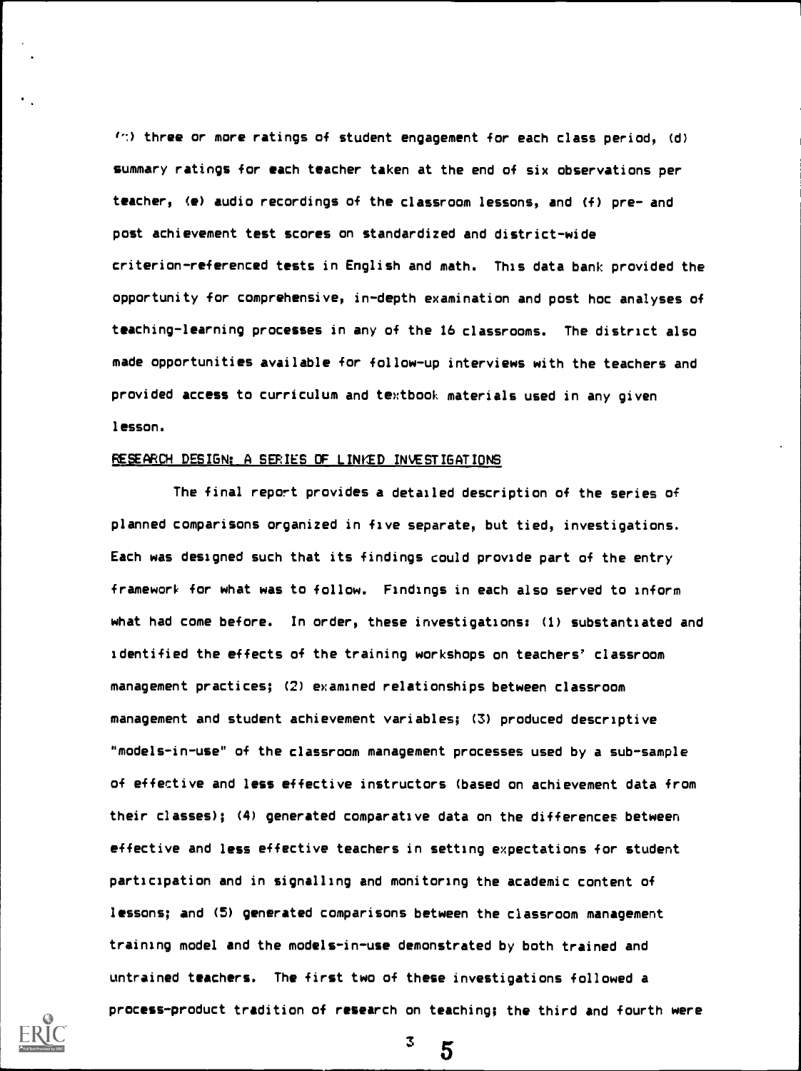(c) three or more ratings of student engagement for each class period, (d) summary ratings for each teacher taken at the end of six observations per teacher, (e) audio recordings of the classroom lessons, and (f) pre- and post achievement test scores on standardized and district-wide criterion-referenced tests in English and math. This data bank provided the opportunity for comprehensive, in-depth examination and post hoc analyses of teaching-learning processes in any of the 16 classrooms. The district also made opportunities available for follow-up interviews with the teachers and provided access to curriculum and textbook materials used in any given lesson.

## RESEARCH DESIGN: A SERIES OF LINKED INVESTIGATIONS

The final report provides a detailed description of the series of planned comparisons organized in five separate, but tied, investigations. Each was designed such that its findings could provide part of the entry framework for what was to follow. Findings in each also served to inform what had come before. In order, these investigations: (1) substantiated and identified the effects of the training workshops on teachers' classroom management practices; (2) examined relationships between classroom management and student achievement variables; (3) produced descriptive "models-in-use" of the classroom management processes used by a sub-sample of effective and less effective instructors (based on achievement data from their classes); (4) generated comparative data on the differences between effective and less effective teachers in setting expectations for student participation and in signalling and monitoring the academic content of lessons; and (5) generated comparisons between the classroom management training model and the models-in-use demonstrated by both trained and untrained teachers. The first two of these investigations followed a process-product tradition of research on teaching; the third and fourth were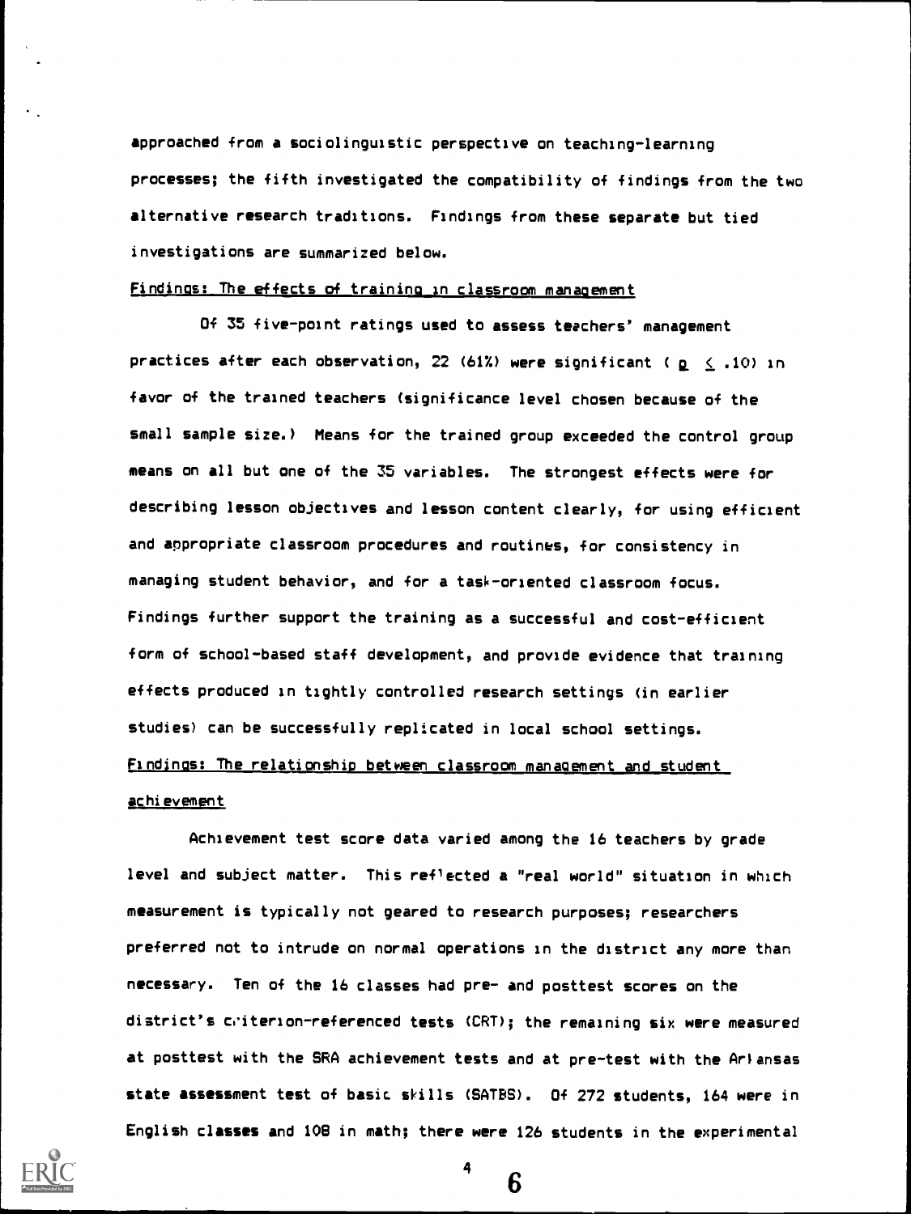approached from a sociolinguistic perspective on teaching-learning processes; the fifth investigated the compatibility of findings from the two alternative research traditions. Findings from these separate but tied investigations are summarized below.

Findings: The effects of training in classroom management

Of 35 five-point ratings used to assess teachers' management practices after each observation, 22 (61%) were significant ( $p \leq .10$) in favor of the trained teachers (significance level chosen because of the small sample size.) Means for the trained group exceeded the control group means on all but one of the 35 variables. The strongest effects were for describing lesson objectives and lesson content clearly, for using efficient and appropriate classroom procedures and routines, for consistency in managing student behavior, and for a task-oriented classroom focus. Findings further support the training as a successful and cost-efficient form of school-based staff development, and provide evidence that training effects produced in tightly controlled research settings (in earlier studies) can be successfully replicated in local school settings.

Findings: The relationship between classroom management and student achievement

Achievement test score data varied among the 16 teachers by grade level and subject matter. This reflected a "real world" situation in which measurement is typically not geared to research purposes; researchers preferred not to intrude on normal operations in the district any more than necessary. Ten of the 16 classes had pre- and posttest scores on the district's criterion-referenced tests (CRT); the remaining six were measured at posttest with the SRA achievement tests and at pre-test with the Arkansas state assessment test of basic skills (SATBS). Of 272 students, 164 were in English classes and 108 in math; there were 126 students in the experimental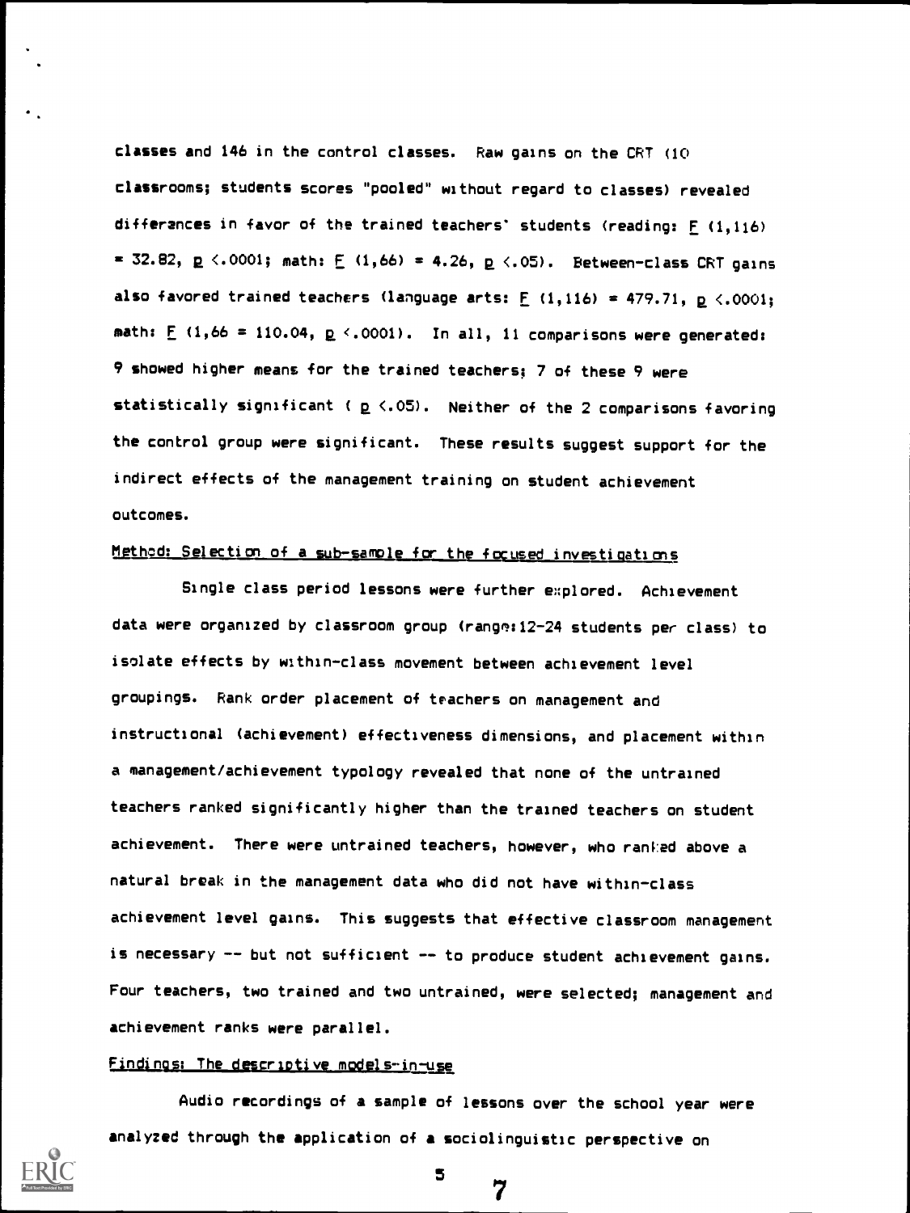classes and 146 in the control classes. Raw gains on the CRT (10 classrooms; students scores "pooled" without regard to classes) revealed differences in favor of the trained teachers' students (reading: $F$ (1,116) = 32.82, $p$ <.0001; math: $F$ (1,66) = 4.26, $p$ <.05). Between-class CRT gains also favored trained teachers (language arts: $F$ (1,116) = 479.71, $p$ <.0001; math: $F$ (1,66 = 110.04, $p$ <.0001). In all, 11 comparisons were generated: 9 showed higher means for the trained teachers; 7 of these 9 were statistically significant ( $p$ <.05). Neither of the 2 comparisons favoring the control group were significant. These results suggest support for the indirect effects of the management training on student achievement outcomes.

Method: Selection of a sub-sample for the focused investigations

Single class period lessons were further explored. Achievement data were organized by classroom group (range:12-24 students per class) to isolate effects by within-class movement between achievement level groupings. Rank order placement of teachers on management and instructional (achievement) effectiveness dimensions, and placement within a management/achievement typology revealed that none of the untrained teachers ranked significantly higher than the trained teachers on student achievement. There were untrained teachers, however, who ranked above a natural break in the management data who did not have within-class achievement level gains. This suggests that effective classroom management is necessary -- but not sufficient -- to produce student achievement gains. Four teachers, two trained and two untrained, were selected; management and achievement ranks were parallel.

Findings: The descriptive models-in-use

Audio recordings of a sample of lessons over the school year were analyzed through the application of a sociolinguistic perspective on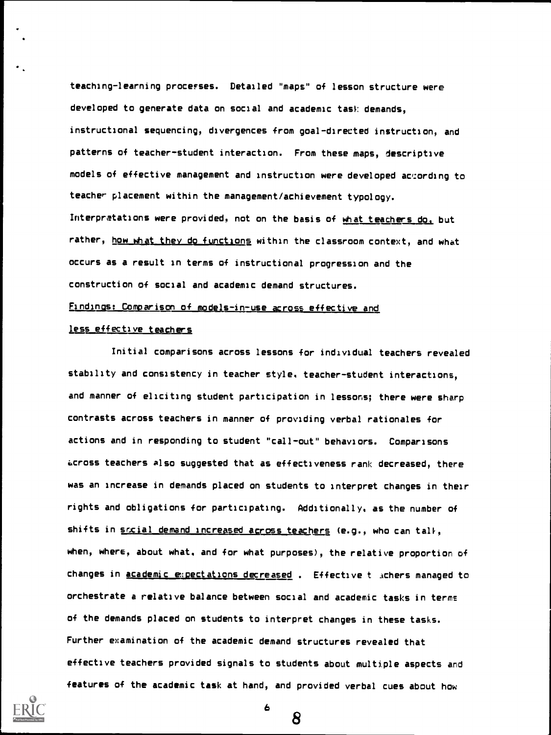teaching-learning processes. Detailed "maps" of lesson structure were developed to generate data on social and academic task demands, instructional sequencing, divergences from goal-directed instruction, and patterns of teacher-student interaction. From these maps, descriptive models of effective management and instruction were developed according to teacher placement within the management/achievement typology. Interpretations were provided, not on the basis of <u>what teachers do</u>, but rather, <u>how what they do functions</u> within the classroom context, and what occurs as a result in terms of instructional progression and the construction of social and academic demand structures.

<u>Findings: Comparison of models-in-use across effective and less effective teachers</u>

Initial comparisons across lessons for individual teachers revealed stability and consistency in teacher style, teacher-student interactions, and manner of eliciting student participation in lessons; there were sharp contrasts across teachers in manner of providing verbal rationales for actions and in responding to student "call-out" behaviors. Comparisons across teachers also suggested that as effectiveness rank decreased, there was an increase in demands placed on students to interpret changes in their rights and obligations for participating. Additionally, as the number of shifts in <u>social demand increased across teachers</u> (e.g., who can talk, when, where, about what, and for what purposes), the relative proportion of changes in <u>academic expectations decreased</u>. Effective teachers managed to orchestrate a relative balance between social and academic tasks in terms of the demands placed on students to interpret changes in these tasks. Further examination of the academic demand structures revealed that effective teachers provided signals to students about multiple aspects and features of the academic task at hand, and provided verbal cues about how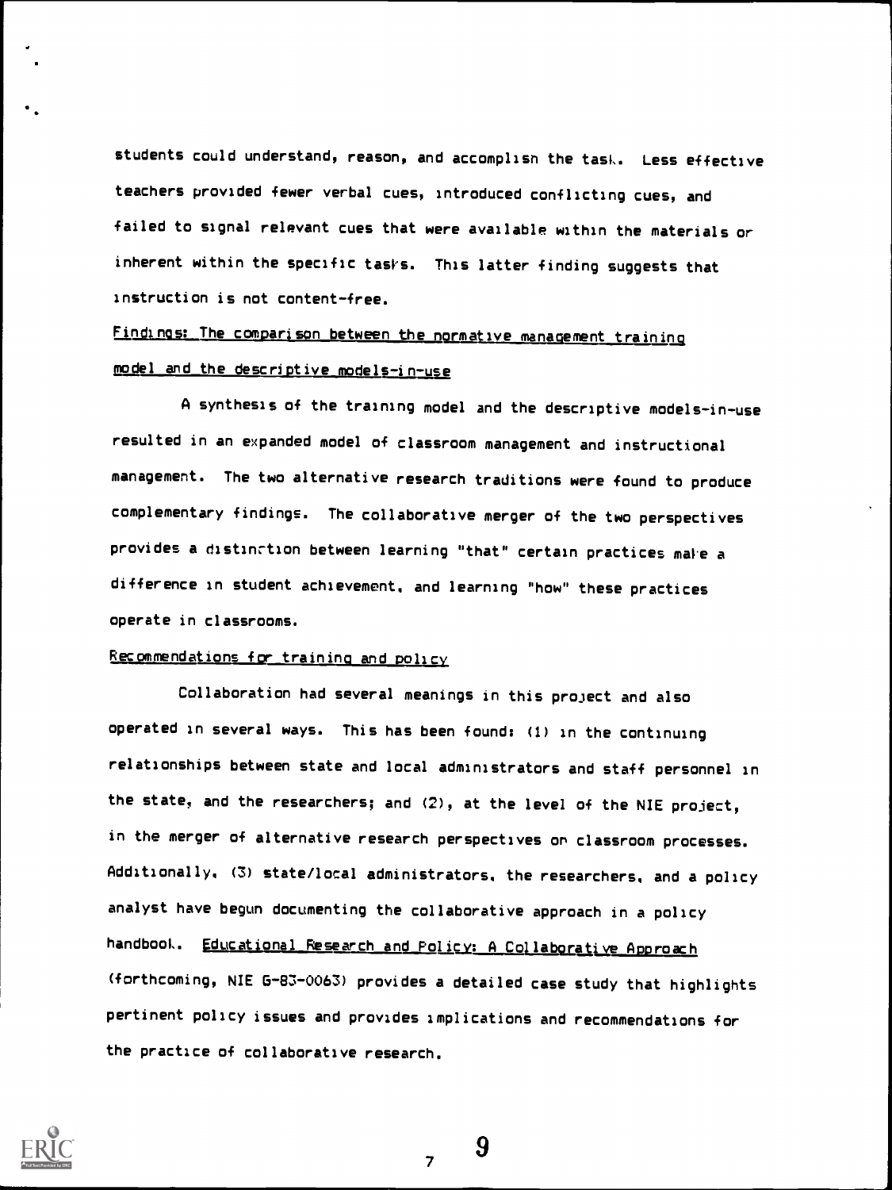students could understand, reason, and accomplish the task. Less effective teachers provided fewer verbal cues, introduced conflicting cues, and failed to signal relevant cues that were available within the materials or inherent within the specific tasks. This latter finding suggests that instruction is not content-free.

Findings: The comparison between the normative management training model and the descriptive models-in-use

A synthesis of the training model and the descriptive models-in-use resulted in an expanded model of classroom management and instructional management. The two alternative research traditions were found to produce complementary findings. The collaborative merger of the two perspectives provides a distinction between learning "that" certain practices make a difference in student achievement, and learning "how" these practices operate in classrooms.

Recommendations for training and policy

Collaboration had several meanings in this project and also operated in several ways. This has been found: (1) in the continuing relationships between state and local administrators and staff personnel in the state, and the researchers; and (2), at the level of the NIE project, in the merger of alternative research perspectives on classroom processes. Additionally, (3) state/local administrators, the researchers, and a policy analyst have begun documenting the collaborative approach in a policy handbook. Educational Research and Policy: A Collaborative Approach (forthcoming, NIE G-83-0063) provides a detailed case study that highlights pertinent policy issues and provides implications and recommendations for the practice of collaborative research.